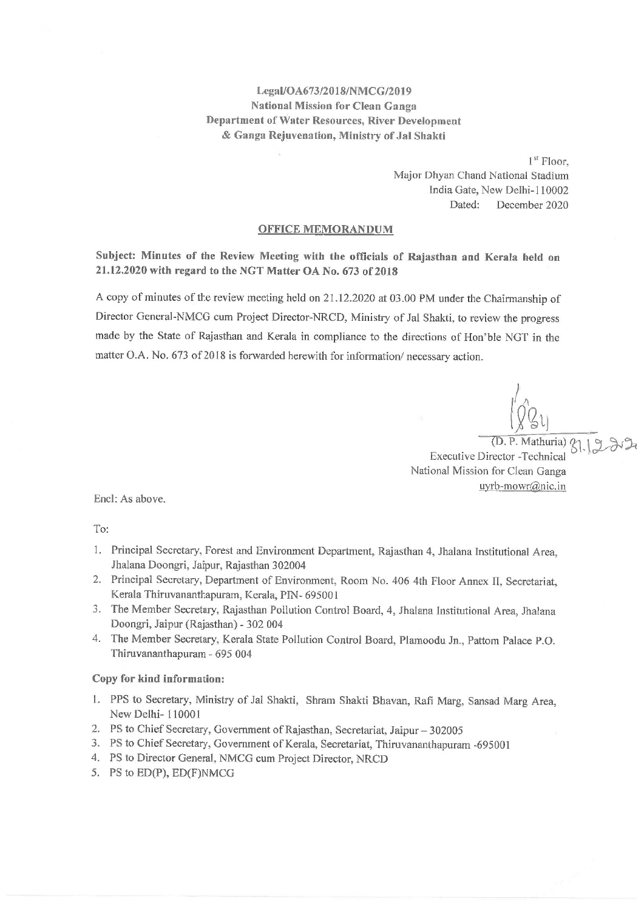**Legal/OA673/2018/NMCG/2019**
**National Mission for Clean Ganga**
**Department of Water Resources, River Development & Ganga Rejuvenation, Ministry of Jal Shakti**

1st Floor,
Major Dhyan Chand National Stadium
India Gate, New Delhi-110002
Dated: December 2020

## OFFICE MEMORANDUM

**Subject: Minutes of the Review Meeting with the officials of Rajasthan and Kerala held on 21.12.2020 with regard to the NGT Matter OA No. 673 of 2018**

A copy of minutes of the review meeting held on 21.12.2020 at 03.00 PM under the Chairmanship of Director General-NMCG cum Project Director-NRCD, Ministry of Jal Shakti, to review the progress made by the State of Rajasthan and Kerala in compliance to the directions of Hon'ble NGT in the matter O.A. No. 673 of 2018 is forwarded herewith for information/ necessary action.

(D. P. Mathuria) 31.12.20
Executive Director -Technical
National Mission for Clean Ganga
uyrb-mowr@nic.in

Encl: As above.

To:

1. Principal Secretary, Forest and Environment Department, Rajasthan 4, Jhalana Institutional Area, Jhalana Doongri, Jaipur, Rajasthan 302004
2. Principal Secretary, Department of Environment, Room No. 406 4th Floor Annex II, Secretariat, Kerala Thiruvananthapuram, Kerala, PIN- 695001
3. The Member Secretary, Rajasthan Pollution Control Board, 4, Jhalana Institutional Area, Jhalana Doongri, Jaipur (Rajasthan) - 302 004
4. The Member Secretary, Kerala State Pollution Control Board, Plamoodu Jn., Pattom Palace P.O. Thiruvananthapuram - 695 004

**Copy for kind information:**

1. PPS to Secretary, Ministry of Jal Shakti, Shram Shakti Bhavan, Rafi Marg, Sansad Marg Area, New Delhi- 110001
2. PS to Chief Secretary, Government of Rajasthan, Secretariat, Jaipur – 302005
3. PS to Chief Secretary, Government of Kerala, Secretariat, Thiruvananthapuram -695001
4. PS to Director General, NMCG cum Project Director, NRCD
5. PS to ED(P), ED(F)NMCG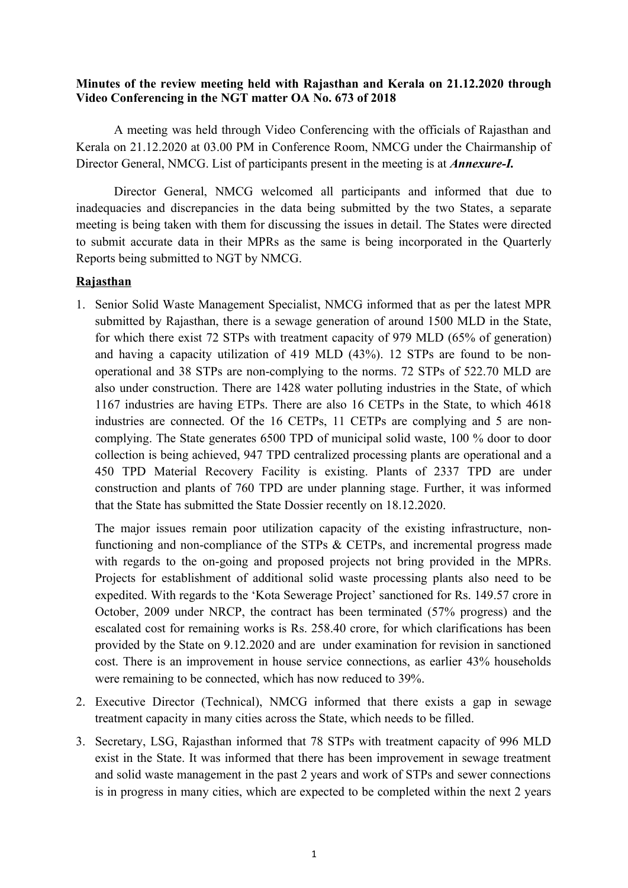**Minutes of the review meeting held with Rajasthan and Kerala on 21.12.2020 through Video Conferencing in the NGT matter OA No. 673 of 2018**

A meeting was held through Video Conferencing with the officials of Rajasthan and Kerala on 21.12.2020 at 03.00 PM in Conference Room, NMCG under the Chairmanship of Director General, NMCG. List of participants present in the meeting is at ***Annexure-I.***

Director General, NMCG welcomed all participants and informed that due to inadequacies and discrepancies in the data being submitted by the two States, a separate meeting is being taken with them for discussing the issues in detail. The States were directed to submit accurate data in their MPRs as the same is being incorporated in the Quarterly Reports being submitted to NGT by NMCG.

**Rajasthan**

1. Senior Solid Waste Management Specialist, NMCG informed that as per the latest MPR submitted by Rajasthan, there is a sewage generation of around 1500 MLD in the State, for which there exist 72 STPs with treatment capacity of 979 MLD (65% of generation) and having a capacity utilization of 419 MLD (43%). 12 STPs are found to be non-operational and 38 STPs are non-complying to the norms. 72 STPs of 522.70 MLD are also under construction. There are 1428 water polluting industries in the State, of which 1167 industries are having ETPs. There are also 16 CETPs in the State, to which 4618 industries are connected. Of the 16 CETPs, 11 CETPs are complying and 5 are non-complying. The State generates 6500 TPD of municipal solid waste, 100 % door to door collection is being achieved, 947 TPD centralized processing plants are operational and a 450 TPD Material Recovery Facility is existing. Plants of 2337 TPD are under construction and plants of 760 TPD are under planning stage. Further, it was informed that the State has submitted the State Dossier recently on 18.12.2020.

   The major issues remain poor utilization capacity of the existing infrastructure, non-functioning and non-compliance of the STPs & CETPs, and incremental progress made with regards to the on-going and proposed projects not bring provided in the MPRs. Projects for establishment of additional solid waste processing plants also need to be expedited. With regards to the 'Kota Sewerage Project' sanctioned for Rs. 149.57 crore in October, 2009 under NRCP, the contract has been terminated (57% progress) and the escalated cost for remaining works is Rs. 258.40 crore, for which clarifications has been provided by the State on 9.12.2020 and are under examination for revision in sanctioned cost. There is an improvement in house service connections, as earlier 43% households were remaining to be connected, which has now reduced to 39%.

2. Executive Director (Technical), NMCG informed that there exists a gap in sewage treatment capacity in many cities across the State, which needs to be filled.

3. Secretary, LSG, Rajasthan informed that 78 STPs with treatment capacity of 996 MLD exist in the State. It was informed that there has been improvement in sewage treatment and solid waste management in the past 2 years and work of STPs and sewer connections is in progress in many cities, which are expected to be completed within the next 2 years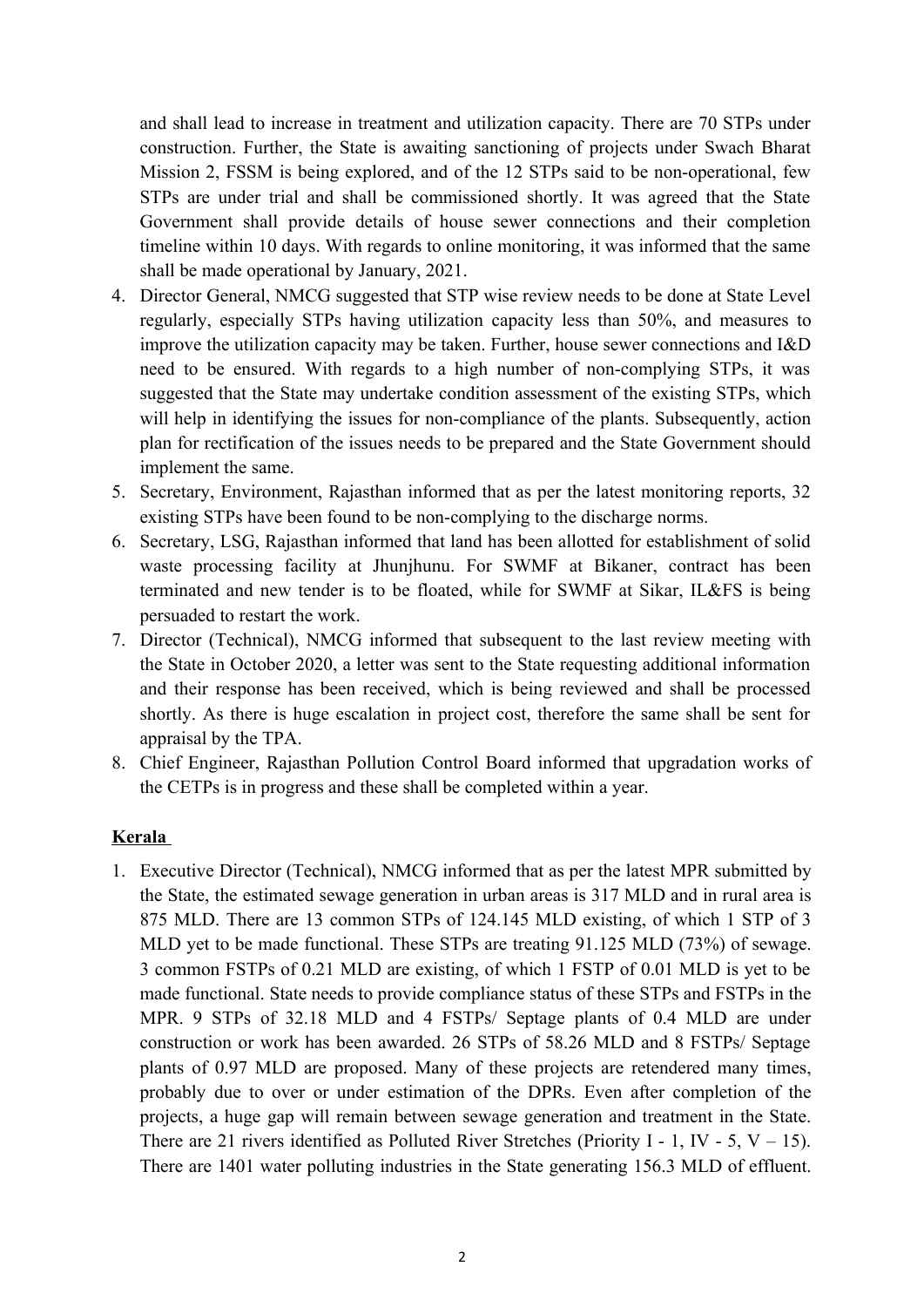and shall lead to increase in treatment and utilization capacity. There are 70 STPs under construction. Further, the State is awaiting sanctioning of projects under Swach Bharat Mission 2, FSSM is being explored, and of the 12 STPs said to be non-operational, few STPs are under trial and shall be commissioned shortly. It was agreed that the State Government shall provide details of house sewer connections and their completion timeline within 10 days. With regards to online monitoring, it was informed that the same shall be made operational by January, 2021.

4. Director General, NMCG suggested that STP wise review needs to be done at State Level regularly, especially STPs having utilization capacity less than 50%, and measures to improve the utilization capacity may be taken. Further, house sewer connections and I&D need to be ensured. With regards to a high number of non-complying STPs, it was suggested that the State may undertake condition assessment of the existing STPs, which will help in identifying the issues for non-compliance of the plants. Subsequently, action plan for rectification of the issues needs to be prepared and the State Government should implement the same.
5. Secretary, Environment, Rajasthan informed that as per the latest monitoring reports, 32 existing STPs have been found to be non-complying to the discharge norms.
6. Secretary, LSG, Rajasthan informed that land has been allotted for establishment of solid waste processing facility at Jhunjhunu. For SWMF at Bikaner, contract has been terminated and new tender is to be floated, while for SWMF at Sikar, IL&FS is being persuaded to restart the work.
7. Director (Technical), NMCG informed that subsequent to the last review meeting with the State in October 2020, a letter was sent to the State requesting additional information and their response has been received, which is being reviewed and shall be processed shortly. As there is huge escalation in project cost, therefore the same shall be sent for appraisal by the TPA.
8. Chief Engineer, Rajasthan Pollution Control Board informed that upgradation works of the CETPs is in progress and these shall be completed within a year.

**Kerala**

1. Executive Director (Technical), NMCG informed that as per the latest MPR submitted by the State, the estimated sewage generation in urban areas is 317 MLD and in rural area is 875 MLD. There are 13 common STPs of 124.145 MLD existing, of which 1 STP of 3 MLD yet to be made functional. These STPs are treating 91.125 MLD (73%) of sewage. 3 common FSTPs of 0.21 MLD are existing, of which 1 FSTP of 0.01 MLD is yet to be made functional. State needs to provide compliance status of these STPs and FSTPs in the MPR. 9 STPs of 32.18 MLD and 4 FSTPs/ Septage plants of 0.4 MLD are under construction or work has been awarded. 26 STPs of 58.26 MLD and 8 FSTPs/ Septage plants of 0.97 MLD are proposed. Many of these projects are retendered many times, probably due to over or under estimation of the DPRs. Even after completion of the projects, a huge gap will remain between sewage generation and treatment in the State. There are 21 rivers identified as Polluted River Stretches (Priority I - 1, IV - 5, V – 15). There are 1401 water polluting industries in the State generating 156.3 MLD of effluent.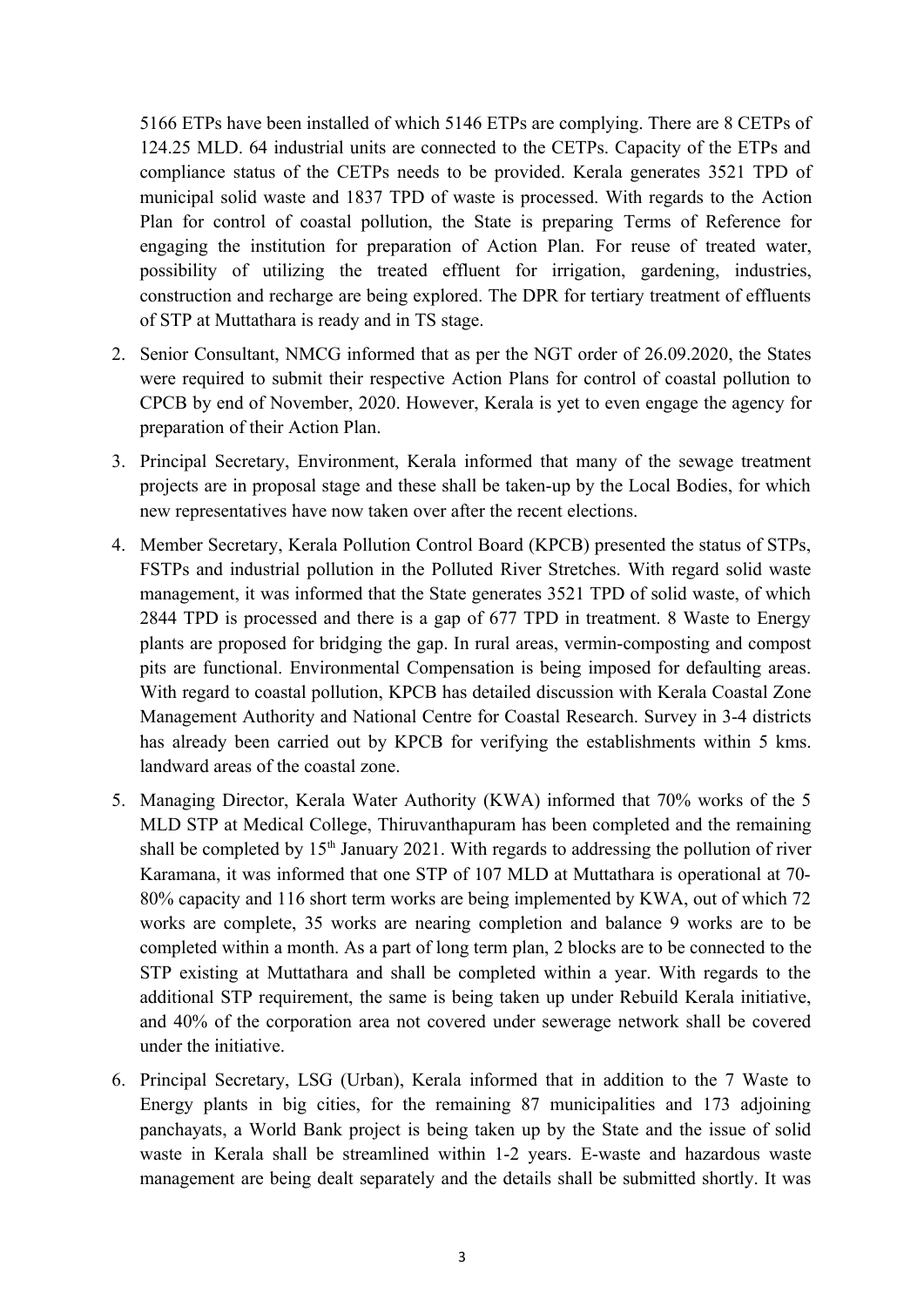5166 ETPs have been installed of which 5146 ETPs are complying. There are 8 CETPs of 124.25 MLD. 64 industrial units are connected to the CETPs. Capacity of the ETPs and compliance status of the CETPs needs to be provided. Kerala generates 3521 TPD of municipal solid waste and 1837 TPD of waste is processed. With regards to the Action Plan for control of coastal pollution, the State is preparing Terms of Reference for engaging the institution for preparation of Action Plan. For reuse of treated water, possibility of utilizing the treated effluent for irrigation, gardening, industries, construction and recharge are being explored. The DPR for tertiary treatment of effluents of STP at Muttathara is ready and in TS stage.

2. Senior Consultant, NMCG informed that as per the NGT order of 26.09.2020, the States were required to submit their respective Action Plans for control of coastal pollution to CPCB by end of November, 2020. However, Kerala is yet to even engage the agency for preparation of their Action Plan.

3. Principal Secretary, Environment, Kerala informed that many of the sewage treatment projects are in proposal stage and these shall be taken-up by the Local Bodies, for which new representatives have now taken over after the recent elections.

4. Member Secretary, Kerala Pollution Control Board (KPCB) presented the status of STPs, FSTPs and industrial pollution in the Polluted River Stretches. With regard solid waste management, it was informed that the State generates 3521 TPD of solid waste, of which 2844 TPD is processed and there is a gap of 677 TPD in treatment. 8 Waste to Energy plants are proposed for bridging the gap. In rural areas, vermin-composting and compost pits are functional. Environmental Compensation is being imposed for defaulting areas. With regard to coastal pollution, KPCB has detailed discussion with Kerala Coastal Zone Management Authority and National Centre for Coastal Research. Survey in 3-4 districts has already been carried out by KPCB for verifying the establishments within 5 kms. landward areas of the coastal zone.

5. Managing Director, Kerala Water Authority (KWA) informed that 70% works of the 5 MLD STP at Medical College, Thiruvanthapuram has been completed and the remaining shall be completed by 15th January 2021. With regards to addressing the pollution of river Karamana, it was informed that one STP of 107 MLD at Muttathara is operational at 70-80% capacity and 116 short term works are being implemented by KWA, out of which 72 works are complete, 35 works are nearing completion and balance 9 works are to be completed within a month. As a part of long term plan, 2 blocks are to be connected to the STP existing at Muttathara and shall be completed within a year. With regards to the additional STP requirement, the same is being taken up under Rebuild Kerala initiative, and 40% of the corporation area not covered under sewerage network shall be covered under the initiative.

6. Principal Secretary, LSG (Urban), Kerala informed that in addition to the 7 Waste to Energy plants in big cities, for the remaining 87 municipalities and 173 adjoining panchayats, a World Bank project is being taken up by the State and the issue of solid waste in Kerala shall be streamlined within 1-2 years. E-waste and hazardous waste management are being dealt separately and the details shall be submitted shortly. It was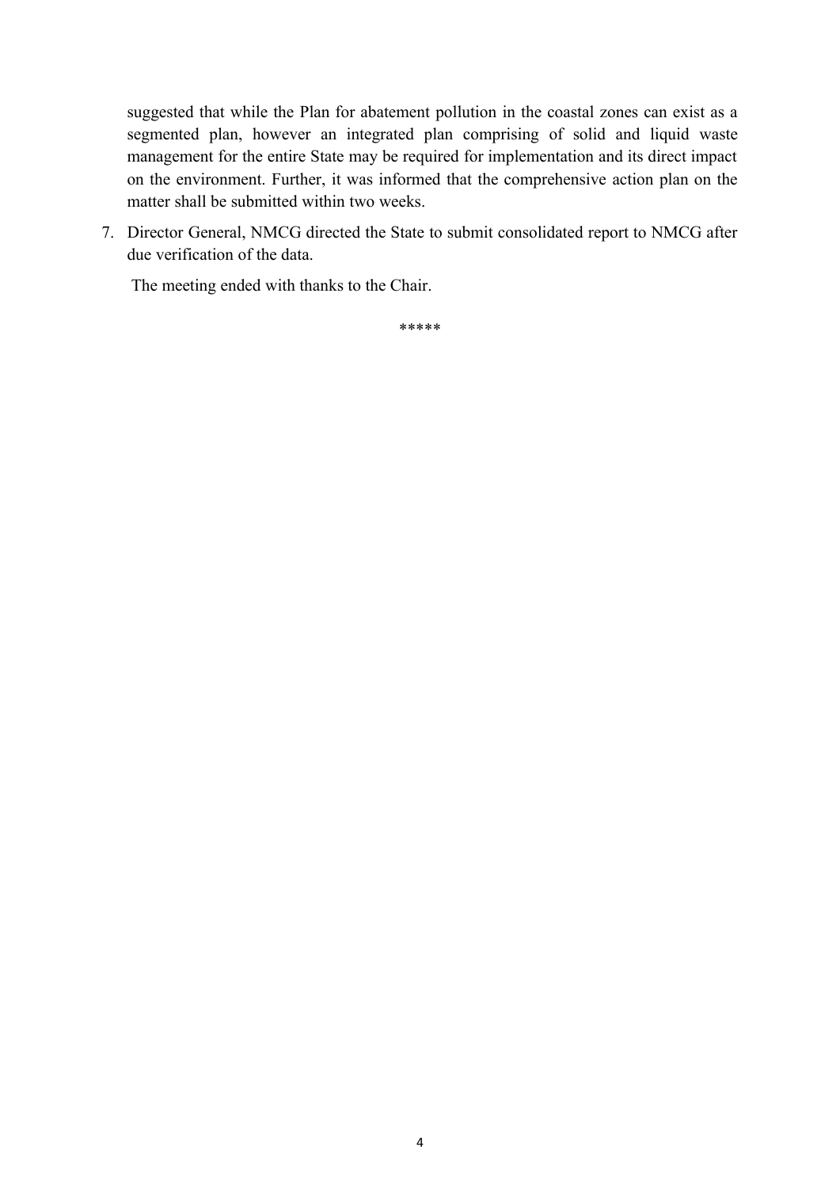suggested that while the Plan for abatement pollution in the coastal zones can exist as a segmented plan, however an integrated plan comprising of solid and liquid waste management for the entire State may be required for implementation and its direct impact on the environment. Further, it was informed that the comprehensive action plan on the matter shall be submitted within two weeks.

7. Director General, NMCG directed the State to submit consolidated report to NMCG after due verification of the data.

The meeting ended with thanks to the Chair.

*****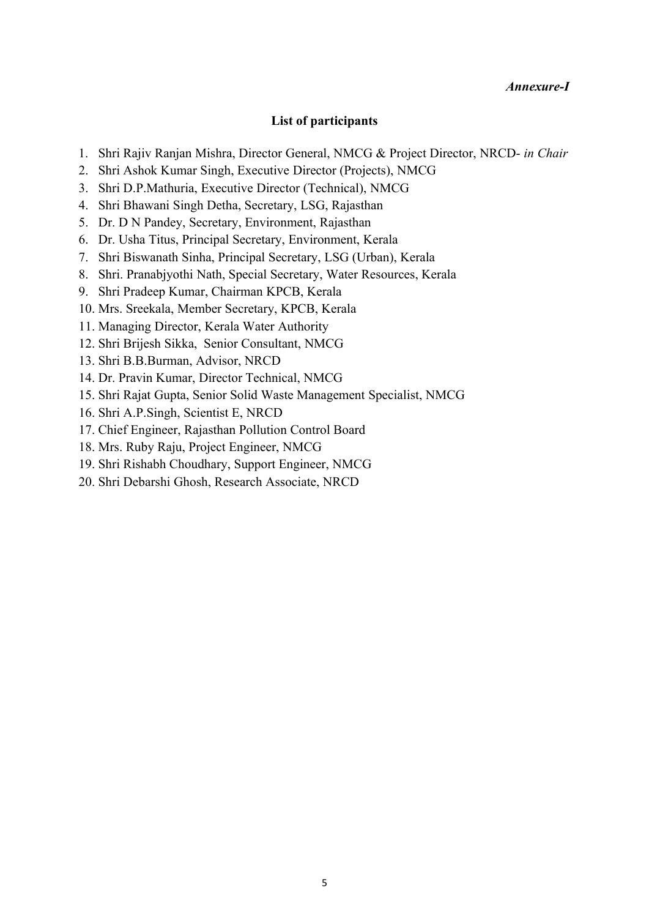*Annexure-I*

**List of participants**

1. Shri Rajiv Ranjan Mishra, Director General, NMCG & Project Director, NRCD- *in Chair*
2. Shri Ashok Kumar Singh, Executive Director (Projects), NMCG
3. Shri D.P.Mathuria, Executive Director (Technical), NMCG
4. Shri Bhawani Singh Detha, Secretary, LSG, Rajasthan
5. Dr. D N Pandey, Secretary, Environment, Rajasthan
6. Dr. Usha Titus, Principal Secretary, Environment, Kerala
7. Shri Biswanath Sinha, Principal Secretary, LSG (Urban), Kerala
8. Shri. Pranabjyothi Nath, Special Secretary, Water Resources, Kerala
9. Shri Pradeep Kumar, Chairman KPCB, Kerala
10. Mrs. Sreekala, Member Secretary, KPCB, Kerala
11. Managing Director, Kerala Water Authority
12. Shri Brijesh Sikka, Senior Consultant, NMCG
13. Shri B.B.Burman, Advisor, NRCD
14. Dr. Pravin Kumar, Director Technical, NMCG
15. Shri Rajat Gupta, Senior Solid Waste Management Specialist, NMCG
16. Shri A.P.Singh, Scientist E, NRCD
17. Chief Engineer, Rajasthan Pollution Control Board
18. Mrs. Ruby Raju, Project Engineer, NMCG
19. Shri Rishabh Choudhary, Support Engineer, NMCG
20. Shri Debarshi Ghosh, Research Associate, NRCD